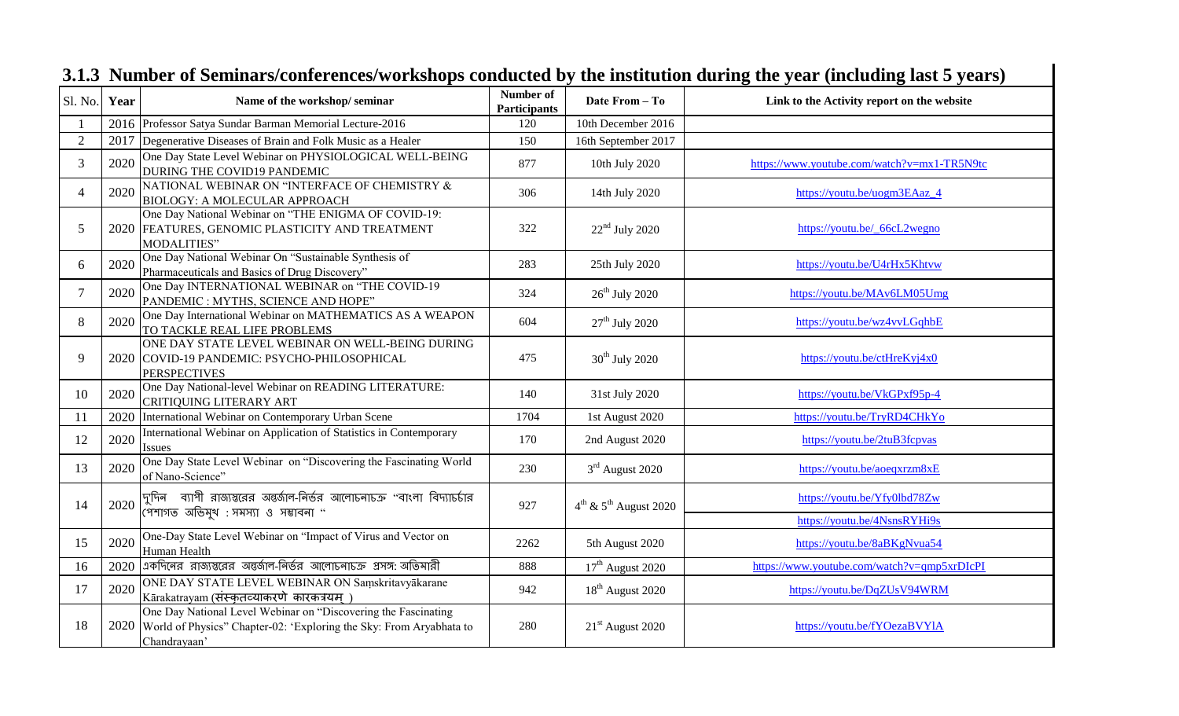## 3.1.3 Number of Seminars/conferences/workshops conducted by the institution during the year (including last 5 years)

| Sl. No. | Year | Name of the workshop/ seminar | Number of Participants | Date From – To | Link to the Activity report on the website |
|---|---|---|---|---|---|
| 1 | 2016 | Professor Satya Sundar Barman Memorial Lecture-2016 | 120 | 10th December 2016 | |
| 2 | 2017 | Degenerative Diseases of Brain and Folk Music as a Healer | 150 | 16th September 2017 | |
| 3 | 2020 | One Day State Level Webinar on PHYSIOLOGICAL WELL-BEING DURING THE COVID19 PANDEMIC | 877 | 10th July 2020 | https://www.youtube.com/watch?v=mx1-TR5N9tc |
| 4 | 2020 | NATIONAL WEBINAR ON "INTERFACE OF CHEMISTRY & BIOLOGY: A MOLECULAR APPROACH | 306 | 14th July 2020 | https://youtu.be/uogm3EAaz_4 |
| 5 | 2020 | One Day National Webinar on "THE ENIGMA OF COVID-19: FEATURES, GENOMIC PLASTICITY AND TREATMENT MODALITIES" | 322 | 22nd July 2020 | https://youtu.be/_66cL2wegno |
| 6 | 2020 | One Day National Webinar On "Sustainable Synthesis of Pharmaceuticals and Basics of Drug Discovery" | 283 | 25th July 2020 | https://youtu.be/U4rHx5Khtvw |
| 7 | 2020 | One Day INTERNATIONAL WEBINAR on "THE COVID-19 PANDEMIC : MYTHS, SCIENCE AND HOPE" | 324 | 26th July 2020 | https://youtu.be/MAv6LM05Umg |
| 8 | 2020 | One Day International Webinar on MATHEMATICS AS A WEAPON TO TACKLE REAL LIFE PROBLEMS | 604 | 27th July 2020 | https://youtu.be/wz4vvLGqhbE |
| 9 | 2020 | ONE DAY STATE LEVEL WEBINAR ON WELL-BEING DURING COVID-19 PANDEMIC: PSYCHO-PHILOSOPHICAL PERSPECTIVES | 475 | 30th July 2020 | https://youtu.be/ctHreKyj4x0 |
| 10 | 2020 | One Day National-level Webinar on READING LITERATURE: CRITIQUING LITERARY ART | 140 | 31st July 2020 | https://youtu.be/VkGPxf95p-4 |
| 11 | 2020 | International Webinar on Contemporary Urban Scene | 1704 | 1st August 2020 | https://youtu.be/TryRD4CHkYo |
| 12 | 2020 | International Webinar on Application of Statistics in Contemporary Issues | 170 | 2nd August 2020 | https://youtu.be/2tuB3fcpvas |
| 13 | 2020 | One Day State Level Webinar on "Discovering the Fascinating World of Nano-Science" | 230 | 3rd August 2020 | https://youtu.be/aoeqxrzm8xE |
| 14 | 2020 | দুদিন ব্যাপী রাজ্যস্তরের অন্তর্জাল-নির্ভর আলোচনাচক্র "বাংলা বিদ্যাচর্চার পেশাগত অভিমুখ : সমস্যা ও সম্ভাবনা " | 927 | 4th & 5th August 2020 | https://youtu.be/Yfy0lbd78Zw https://youtu.be/4NsnsRYHi9s |
| 15 | 2020 | One-Day State Level Webinar on "Impact of Virus and Vector on Human Health | 2262 | 5th August 2020 | https://youtu.be/8aBKgNvua54 |
| 16 | 2020 | একদিনের রাজ্যস্তরের অন্তর্জাল-নির্ভর আলোচনাচক্র প্রসঙ্গ: অতিমারী | 888 | 17th August 2020 | https://www.youtube.com/watch?v=qmp5xrDIcPI |
| 17 | 2020 | ONE DAY STATE LEVEL WEBINAR ON Saṃskritavyākarane Kārakatrayam (संस्कृतव्याकरणे कारकत्रयम् ) | 942 | 18th August 2020 | https://youtu.be/DqZUsV94WRM |
| 18 | 2020 | One Day National Level Webinar on "Discovering the Fascinating World of Physics" Chapter-02: 'Exploring the Sky: From Aryabhata to Chandrayaan' | 280 | 21st August 2020 | https://youtu.be/fYOezaBVYlA |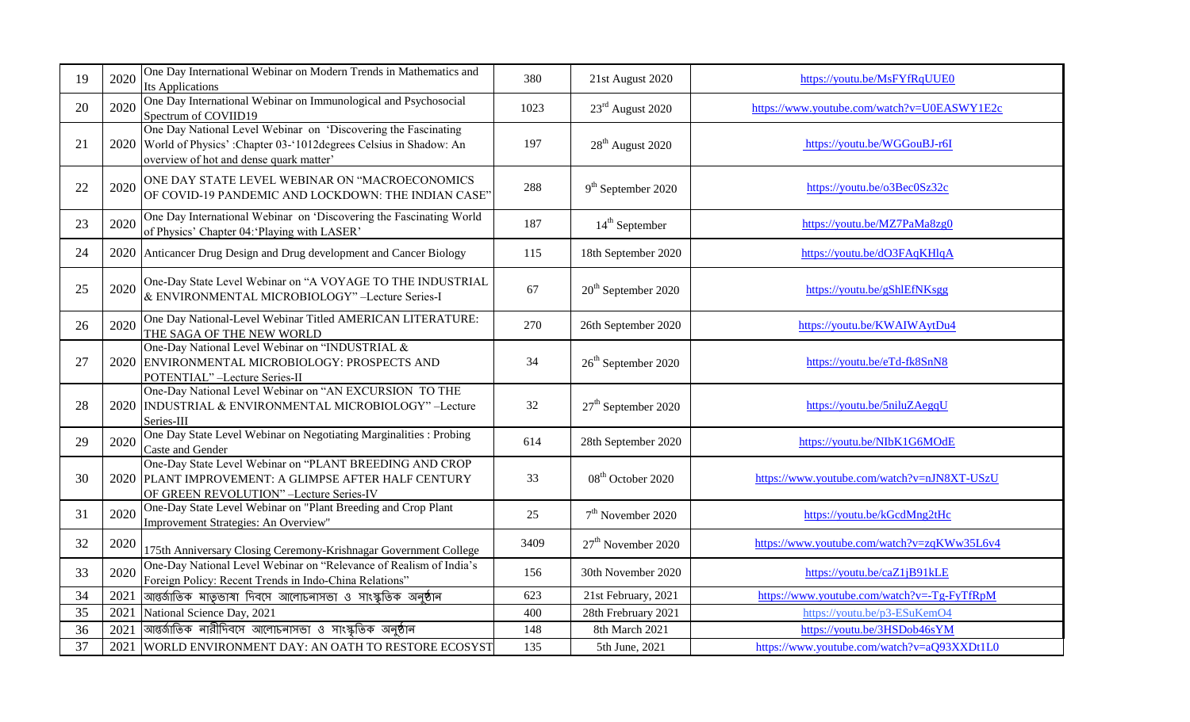| | | | | | |
|---|---|---|---|---|---|
| 19 | 2020 | One Day International Webinar on Modern Trends in Mathematics and Its Applications | 380 | 21st August 2020 | https://youtu.be/MsFYfRqUUE0 |
| 20 | 2020 | One Day International Webinar on Immunological and Psychosocial Spectrum of COVIID19 | 1023 | 23rd August 2020 | https://www.youtube.com/watch?v=U0EASWY1E2c |
| 21 | 2020 | One Day National Level Webinar on 'Discovering the Fascinating World of Physics' :Chapter 03-'1012degrees Celsius in Shadow: An overview of hot and dense quark matter' | 197 | 28th August 2020 | https://youtu.be/WGGouBJ-r6I |
| 22 | 2020 | ONE DAY STATE LEVEL WEBINAR ON "MACROECONOMICS OF COVID-19 PANDEMIC AND LOCKDOWN: THE INDIAN CASE" | 288 | 9th September 2020 | https://youtu.be/o3Bec0Sz32c |
| 23 | 2020 | One Day International Webinar on 'Discovering the Fascinating World of Physics' Chapter 04:'Playing with LASER' | 187 | 14th September | https://youtu.be/MZ7PaMa8zg0 |
| 24 | 2020 | Anticancer Drug Design and Drug development and Cancer Biology | 115 | 18th September 2020 | https://youtu.be/dO3FAqKHlqA |
| 25 | 2020 | One-Day State Level Webinar on "A VOYAGE TO THE INDUSTRIAL & ENVIRONMENTAL MICROBIOLOGY" –Lecture Series-I | 67 | 20th September 2020 | https://youtu.be/gShlEfNKsgg |
| 26 | 2020 | One Day National-Level Webinar Titled AMERICAN LITERATURE: THE SAGA OF THE NEW WORLD | 270 | 26th September 2020 | https://youtu.be/KWAIWAytDu4 |
| 27 | 2020 | One-Day National Level Webinar on "INDUSTRIAL & ENVIRONMENTAL MICROBIOLOGY: PROSPECTS AND POTENTIAL" –Lecture Series-II | 34 | 26th September 2020 | https://youtu.be/eTd-fk8SnN8 |
| 28 | 2020 | One-Day National Level Webinar on "AN EXCURSION TO THE INDUSTRIAL & ENVIRONMENTAL MICROBIOLOGY" –Lecture Series-III | 32 | 27th September 2020 | https://youtu.be/5niluZAegqU |
| 29 | 2020 | One Day State Level Webinar on Negotiating Marginalities : Probing Caste and Gender | 614 | 28th September 2020 | https://youtu.be/NIbK1G6MOdE |
| 30 | 2020 | One-Day State Level Webinar on "PLANT BREEDING AND CROP PLANT IMPROVEMENT: A GLIMPSE AFTER HALF CENTURY OF GREEN REVOLUTION" –Lecture Series-IV | 33 | 08th October 2020 | https://www.youtube.com/watch?v=nJN8XT-USzU |
| 31 | 2020 | One-Day State Level Webinar on "Plant Breeding and Crop Plant Improvement Strategies: An Overview" | 25 | 7th November 2020 | https://youtu.be/kGcdMng2tHc |
| 32 | 2020 | 175th Anniversary Closing Ceremony-Krishnagar Government College | 3409 | 27th November 2020 | https://www.youtube.com/watch?v=zqKWw35L6v4 |
| 33 | 2020 | One-Day National Level Webinar on "Relevance of Realism of India's Foreign Policy: Recent Trends in Indo-China Relations" | 156 | 30th November 2020 | https://youtu.be/caZ1jB91kLE |
| 34 | 2021 | আন্তর্জাতিক মাতৃভাষা দিবসে আলোচনাসভা ও সাংস্কৃতিক অনুষ্ঠান | 623 | 21st February, 2021 | https://www.youtube.com/watch?v=-Tg-FyTfRpM |
| 35 | 2021 | National Science Day, 2021 | 400 | 28th Frebruary 2021 | https://youtu.be/p3-ESuKemO4 |
| 36 | 2021 | আন্তর্জাতিক নারীদিবসে আলোচনাসভা ও সাংস্কৃতিক অনুষ্ঠান | 148 | 8th March 2021 | https://youtu.be/3HSDob46sYM |
| 37 | 2021 | WORLD ENVIRONMENT DAY: AN OATH TO RESTORE ECOSYST | 135 | 5th June, 2021 | https://www.youtube.com/watch?v=aQ93XXDt1L0 |